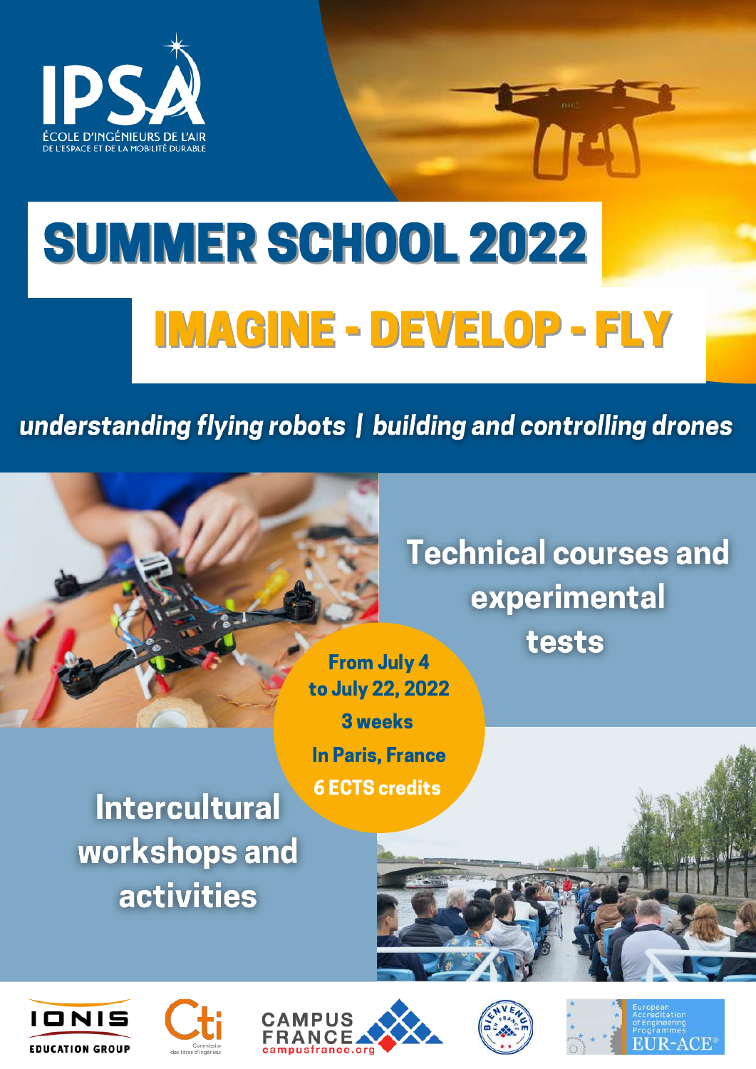IPSA

ÉCOLE D'INGÉNIEURS DE L'AIR DE L'ESPACE ET DE LA MOBILITÉ DURABLE

# SUMMER SCHOOL 2022

## IMAGINE - DEVELOP - FLY

*understanding flying robots | building and controlling drones*

## Technical courses and experimental tests

**From July 4 to July 22, 2022**

**3 weeks**

**In Paris, France**

**6 ECTS credits**

## Intercultural workshops and activities

IONIS EDUCATION GROUP

Cti Commission des titres d'ingénieur

CAMPUS FRANCE campusfrance.org

BIENVENUE EN FRANCE

European Accreditation of Engineering Programmes EUR-ACE®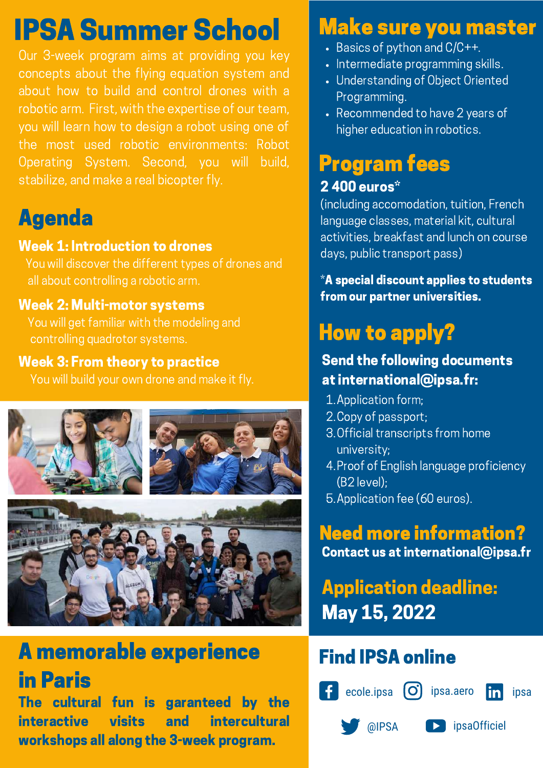# IPSA Summer School

Our 3-week program aims at providing you key concepts about the flying equation system and about how to build and control drones with a robotic arm. First, with the expertise of our team, you will learn how to design a robot using one of the most used robotic environments: Robot Operating System. Second, you will build, stabilize, and make a real bicopter fly.

## Agenda

### Week 1: Introduction to drones

You will discover the different types of drones and all about controlling a robotic arm.

### Week 2: Multi-motor systems

You will get familiar with the modeling and controlling quadrotor systems.

### Week 3: From theory to practice

You will build your own drone and make it fly.

## A memorable experience in Paris

**The cultural fun is garanteed by the interactive visits and intercultural workshops all along the 3-week program.**

## Make sure you master

- Basics of python and C/C++.
- Intermediate programming skills.
- Understanding of Object Oriented Programming.
- Recommended to have 2 years of higher education in robotics.

## Program fees

**2 400 euros***

(including accomodation, tuition, French language classes, material kit, cultural activities, breakfast and lunch on course days, public transport pass)

***A special discount applies to students from our partner universities.**

## How to apply?

**Send the following documents at international@ipsa.fr:**

1. Application form;
2. Copy of passport;
3. Official transcripts from home university;
4. Proof of English language proficiency (B2 level);
5. Application fee (60 euros).

## Need more information?

**Contact us at international@ipsa.fr**

## Application deadline:

**May 15, 2022**

## Find IPSA online

ecole.ipsa

ipsa.aero

ipsa

@IPSA

ipsaOfficiel